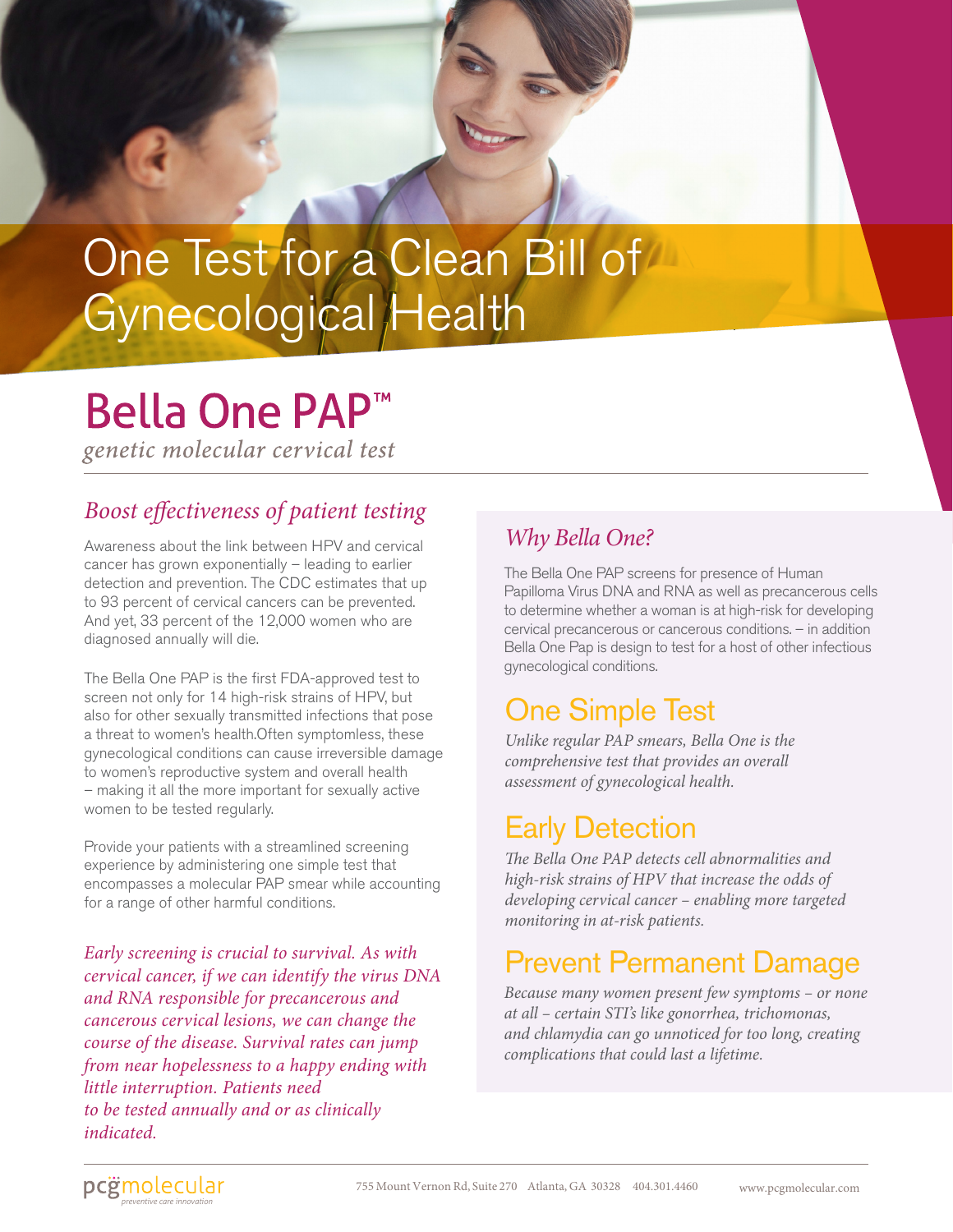# One Test for a Clean Bill of Gynecological Health

## Bella One PAP™

*genetic molecular cervical test*

### *Boost effectiveness of patient testing*

Awareness about the link between HPV and cervical cancer has grown exponentially – leading to earlier detection and prevention. The CDC estimates that up to 93 percent of cervical cancers can be prevented. And yet, 33 percent of the 12,000 women who are diagnosed annually will die.

The Bella One PAP is the first FDA-approved test to screen not only for 14 high-risk strains of HPV, but also for other sexually transmitted infections that pose a threat to women's health.Often symptomless, these gynecological conditions can cause irreversible damage to women's reproductive system and overall health – making it all the more important for sexually active women to be tested regularly.

Provide your patients with a streamlined screening experience by administering one simple test that encompasses a molecular PAP smear while accounting for a range of other harmful conditions.

*Early screening is crucial to survival. As with cervical cancer, if we can identify the virus DNA and RNA responsible for precancerous and cancerous cervical lesions, we can change the course of the disease. Survival rates can jump from near hopelessness to a happy ending with little interruption. Patients need to be tested annually and or as clinically indicated.*

### *Why Bella One?*

The Bella One PAP screens for presence of Human Papilloma Virus DNA and RNA as well as precancerous cells to determine whether a woman is at high-risk for developing cervical precancerous or cancerous conditions. – in addition Bella One Pap is design to test for a host of other infectious gynecological conditions.

## One Simple Test

*Unlike regular PAP smears, Bella One is the comprehensive test that provides an overall assessment of gynecological health.*

## Early Detection

*The Bella One PAP detects cell abnormalities and high-risk strains of HPV that increase the odds of developing cervical cancer – enabling more targeted monitoring in at-risk patients.*

## Prevent Permanent Damage

*Because many women present few symptoms – or none at all – certain STI's like gonorrhea, trichomonas, and chlamydia can go unnoticed for too long, creating complications that could last a lifetime.*

pcgmolecular
*preventive care innovation*

755 Mount Vernon Rd, Suite 270 Atlanta, GA 30328 404.301.4460 www.pcgmolecular.com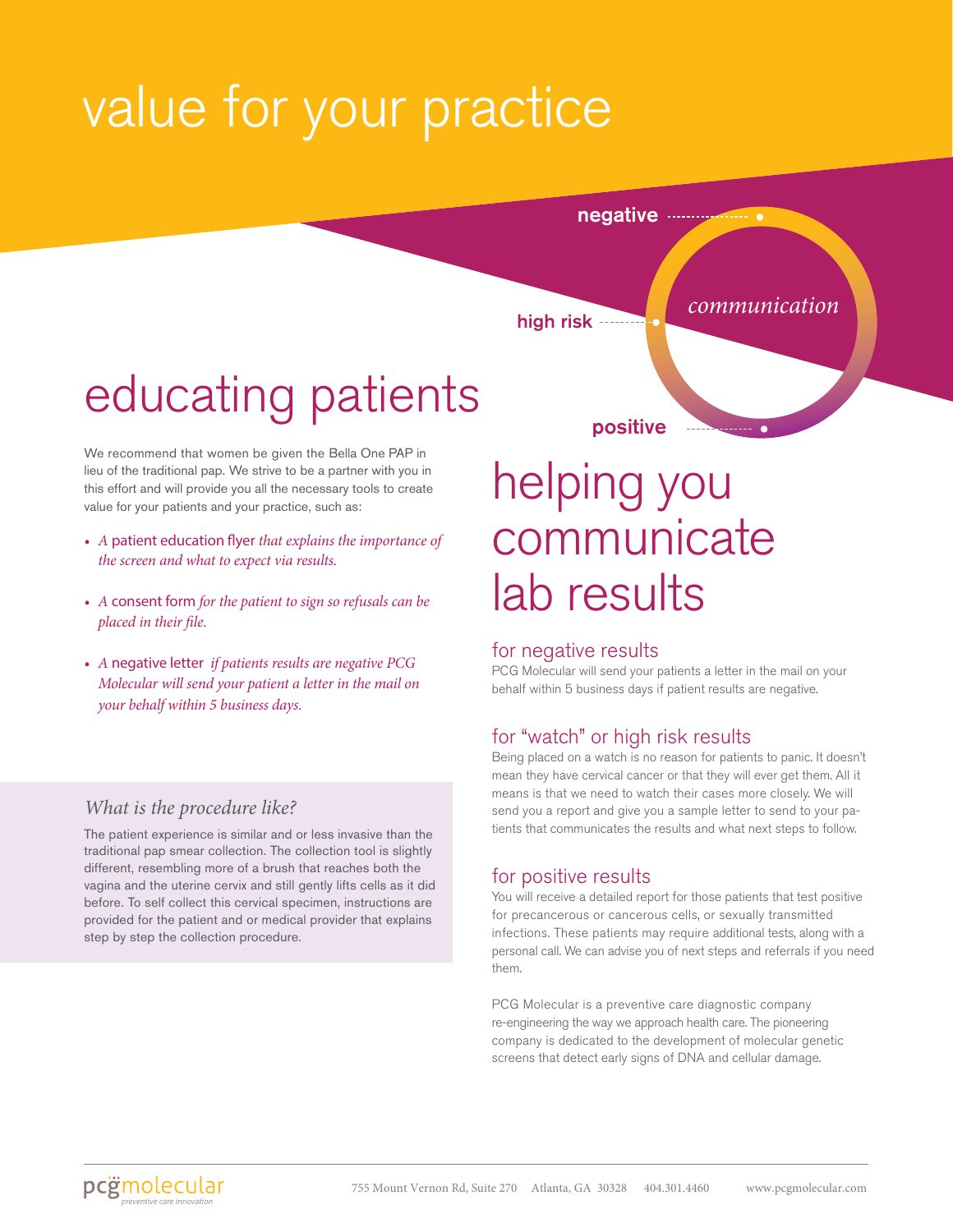# value for your practice

negative

communication

high risk

positive

## educating patients

We recommend that women be given the Bella One PAP in lieu of the traditional pap. We strive to be a partner with you in this effort and will provide you all the necessary tools to create value for your patients and your practice, such as:

- *A* patient education flyer *that explains the importance of the screen and what to expect via results.*
- *A* consent form *for the patient to sign so refusals can be placed in their file.*
- *A* negative letter *if patients results are negative PCG Molecular will send your patient a letter in the mail on your behalf within 5 business days.*

### *What is the procedure like?*

The patient experience is similar and or less invasive than the traditional pap smear collection. The collection tool is slightly different, resembling more of a brush that reaches both the vagina and the uterine cervix and still gently lifts cells as it did before. To self collect this cervical specimen, instructions are provided for the patient and or medical provider that explains step by step the collection procedure.

## helping you communicate lab results

### for negative results

PCG Molecular will send your patients a letter in the mail on your behalf within 5 business days if patient results are negative.

### for "watch" or high risk results

Being placed on a watch is no reason for patients to panic. It doesn't mean they have cervical cancer or that they will ever get them. All it means is that we need to watch their cases more closely. We will send you a report and give you a sample letter to send to your patients that communicates the results and what next steps to follow.

### for positive results

You will receive a detailed report for those patients that test positive for precancerous or cancerous cells, or sexually transmitted infections. These patients may require additional tests, along with a personal call. We can advise you of next steps and referrals if you need them.

PCG Molecular is a preventive care diagnostic company re-engineering the way we approach health care. The pioneering company is dedicated to the development of molecular genetic screens that detect early signs of DNA and cellular damage.

pcgmolecular *preventive care innovation*

755 Mount Vernon Rd, Suite 270 Atlanta, GA 30328 404.301.4460 www.pcgmolecular.com